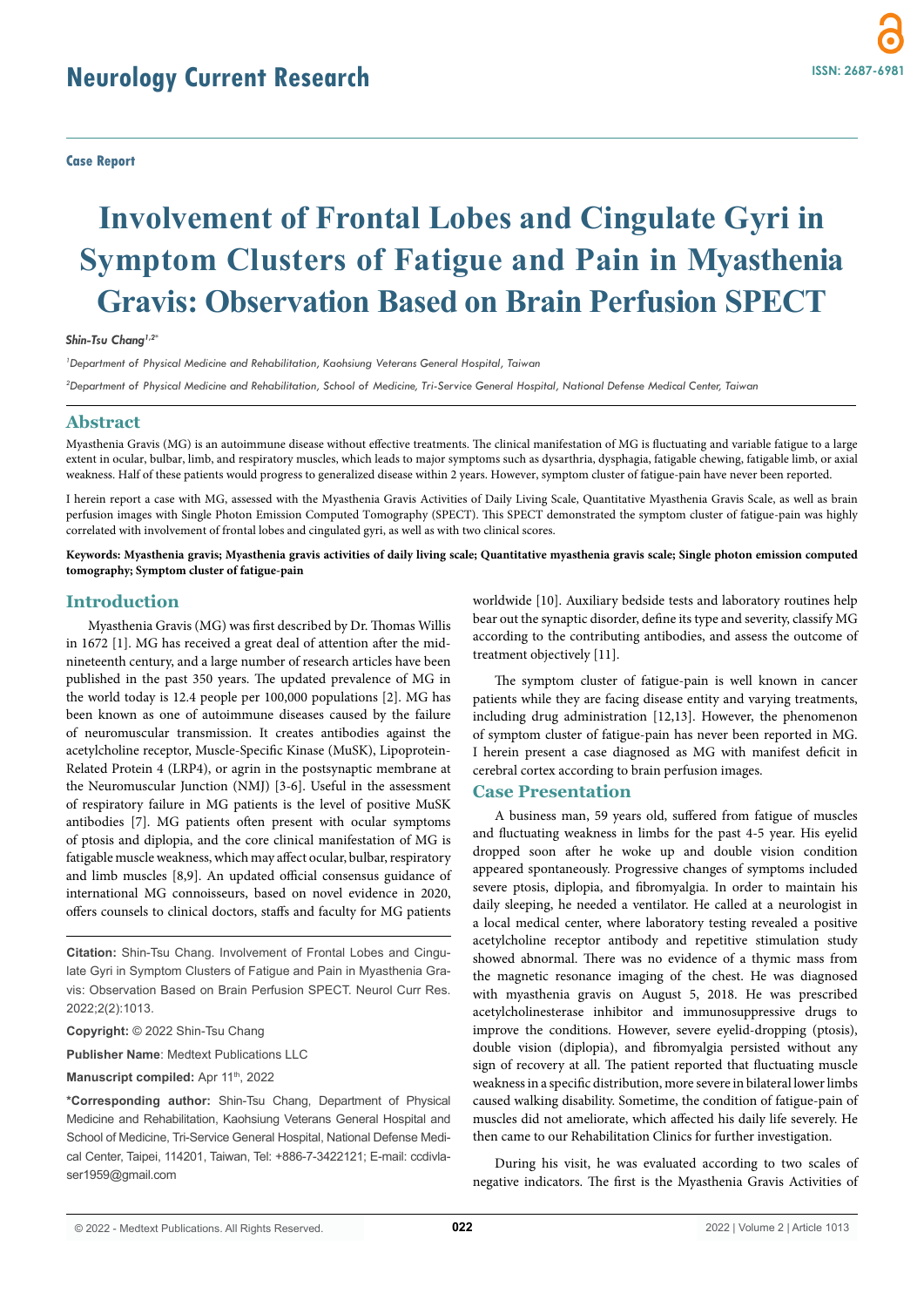Case Report

# Involvement of Frontal Lobes and Cingulate Gyri in Symptom Clusters of Fatigue and Pain in Myasthenia Gravis: Observation Based on Brain Perfusion SPECT

*Shin-Tsu Chang*[1,2*]

[1]*Department of Physical Medicine and Rehabilitation, Kaohsiung Veterans General Hospital, Taiwan*

[2]*Department of Physical Medicine and Rehabilitation, School of Medicine, Tri-Service General Hospital, National Defense Medical Center, Taiwan*

## Abstract

Myasthenia Gravis (MG) is an autoimmune disease without effective treatments. The clinical manifestation of MG is fluctuating and variable fatigue to a large extent in ocular, bulbar, limb, and respiratory muscles, which leads to major symptoms such as dysarthria, dysphagia, fatigable chewing, fatigable limb, or axial weakness. Half of these patients would progress to generalized disease within 2 years. However, symptom cluster of fatigue-pain have never been reported.

I herein report a case with MG, assessed with the Myasthenia Gravis Activities of Daily Living Scale, Quantitative Myasthenia Gravis Scale, as well as brain perfusion images with Single Photon Emission Computed Tomography (SPECT). This SPECT demonstrated the symptom cluster of fatigue-pain was highly correlated with involvement of frontal lobes and cingulated gyri, as well as with two clinical scores.

**Keywords: Myasthenia gravis; Myasthenia gravis activities of daily living scale; Quantitative myasthenia gravis scale; Single photon emission computed tomography; Symptom cluster of fatigue-pain**

## Introduction

Myasthenia Gravis (MG) was first described by Dr. Thomas Willis in 1672 [1]. MG has received a great deal of attention after the mid-nineteenth century, and a large number of research articles have been published in the past 350 years. The updated prevalence of MG in the world today is 12.4 people per 100,000 populations [2]. MG has been known as one of autoimmune diseases caused by the failure of neuromuscular transmission. It creates antibodies against the acetylcholine receptor, Muscle-Specific Kinase (MuSK), Lipoprotein-Related Protein 4 (LRP4), or agrin in the postsynaptic membrane at the Neuromuscular Junction (NMJ) [3-6]. Useful in the assessment of respiratory failure in MG patients is the level of positive MuSK antibodies [7]. MG patients often present with ocular symptoms of ptosis and diplopia, and the core clinical manifestation of MG is fatigable muscle weakness, which may affect ocular, bulbar, respiratory and limb muscles [8,9]. An updated official consensus guidance of international MG connoisseurs, based on novel evidence in 2020, offers counsels to clinical doctors, staffs and faculty for MG patients worldwide [10]. Auxiliary bedside tests and laboratory routines help bear out the synaptic disorder, define its type and severity, classify MG according to the contributing antibodies, and assess the outcome of treatment objectively [11].

The symptom cluster of fatigue-pain is well known in cancer patients while they are facing disease entity and varying treatments, including drug administration [12,13]. However, the phenomenon of symptom cluster of fatigue-pain has never been reported in MG. I herein present a case diagnosed as MG with manifest deficit in cerebral cortex according to brain perfusion images.

## Case Presentation

A business man, 59 years old, suffered from fatigue of muscles and fluctuating weakness in limbs for the past 4-5 year. His eyelid dropped soon after he woke up and double vision condition appeared spontaneously. Progressive changes of symptoms included severe ptosis, diplopia, and fibromyalgia. In order to maintain his daily sleeping, he needed a ventilator. He called at a neurologist in a local medical center, where laboratory testing revealed a positive acetylcholine receptor antibody and repetitive stimulation study showed abnormal. There was no evidence of a thymic mass from the magnetic resonance imaging of the chest. He was diagnosed with myasthenia gravis on August 5, 2018. He was prescribed acetylcholinesterase inhibitor and immunosuppressive drugs to improve the conditions. However, severe eyelid-dropping (ptosis), double vision (diplopia), and fibromyalgia persisted without any sign of recovery at all. The patient reported that fluctuating muscle weakness in a specific distribution, more severe in bilateral lower limbs caused walking disability. Sometime, the condition of fatigue-pain of muscles did not ameliorate, which affected his daily life severely. He then came to our Rehabilitation Clinics for further investigation.

During his visit, he was evaluated according to two scales of negative indicators. The first is the Myasthenia Gravis Activities of

**Citation:** Shin-Tsu Chang. Involvement of Frontal Lobes and Cingulate Gyri in Symptom Clusters of Fatigue and Pain in Myasthenia Gravis: Observation Based on Brain Perfusion SPECT. Neurol Curr Res. 2022;2(2):1013.

**Copyright:** © 2022 Shin-Tsu Chang

**Publisher Name**: Medtext Publications LLC

**Manuscript compiled:** Apr 11th, 2022

***Corresponding author:** Shin-Tsu Chang, Department of Physical Medicine and Rehabilitation, Kaohsiung Veterans General Hospital and School of Medicine, Tri-Service General Hospital, National Defense Medical Center, Taipei, 114201, Taiwan, Tel: +886-7-3422121; E-mail: ccdivlaser1959@gmail.com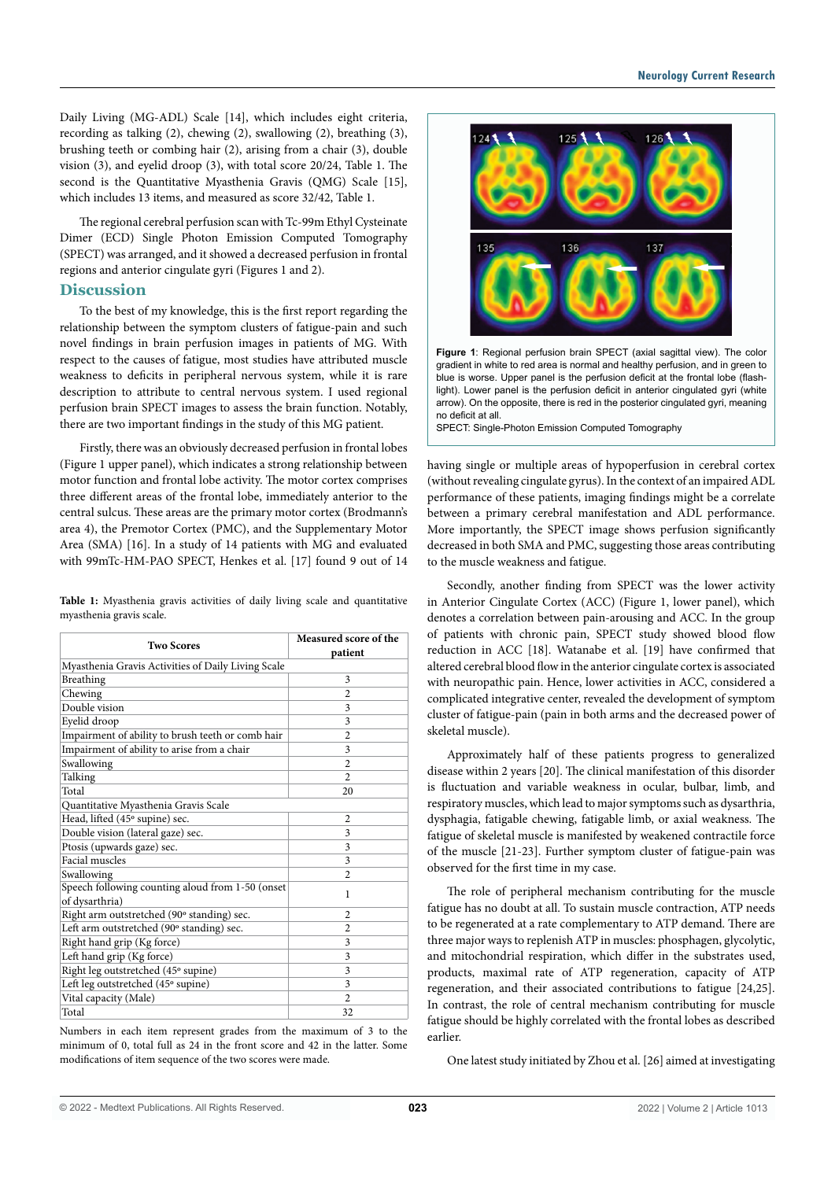Daily Living (MG-ADL) Scale [14], which includes eight criteria, recording as talking (2), chewing (2), swallowing (2), breathing (3), brushing teeth or combing hair (2), arising from a chair (3), double vision (3), and eyelid droop (3), with total score 20/24, Table 1. The second is the Quantitative Myasthenia Gravis (QMG) Scale [15], which includes 13 items, and measured as score 32/42, Table 1.

The regional cerebral perfusion scan with Tc-99m Ethyl Cysteinate Dimer (ECD) Single Photon Emission Computed Tomography (SPECT) was arranged, and it showed a decreased perfusion in frontal regions and anterior cingulate gyri (Figures 1 and 2).

## Discussion

To the best of my knowledge, this is the first report regarding the relationship between the symptom clusters of fatigue-pain and such novel findings in brain perfusion images in patients of MG. With respect to the causes of fatigue, most studies have attributed muscle weakness to deficits in peripheral nervous system, while it is rare description to attribute to central nervous system. I used regional perfusion brain SPECT images to assess the brain function. Notably, there are two important findings in the study of this MG patient.

Firstly, there was an obviously decreased perfusion in frontal lobes (Figure 1 upper panel), which indicates a strong relationship between motor function and frontal lobe activity. The motor cortex comprises three different areas of the frontal lobe, immediately anterior to the central sulcus. These areas are the primary motor cortex (Brodmann's area 4), the Premotor Cortex (PMC), and the Supplementary Motor Area (SMA) [16]. In a study of 14 patients with MG and evaluated with 99mTc-HM-PAO SPECT, Henkes et al. [17] found 9 out of 14 having single or multiple areas of hypoperfusion in cerebral cortex (without revealing cingulate gyrus). In the context of an impaired ADL performance of these patients, imaging findings might be a correlate between a primary cerebral manifestation and ADL performance. More importantly, the SPECT image shows perfusion significantly decreased in both SMA and PMC, suggesting those areas contributing to the muscle weakness and fatigue.

**Table 1:** Myasthenia gravis activities of daily living scale and quantitative myasthenia gravis scale.

| Two Scores | Measured score of the patient |
|---|---|
| Myasthenia Gravis Activities of Daily Living Scale | |
| Breathing | 3 |
| Chewing | 2 |
| Double vision | 3 |
| Eyelid droop | 3 |
| Impairment of ability to brush teeth or comb hair | 2 |
| Impairment of ability to arise from a chair | 3 |
| Swallowing | 2 |
| Talking | 2 |
| Total | 20 |
| Quantitative Myasthenia Gravis Scale | |
| Head, lifted (45º supine) sec. | 2 |
| Double vision (lateral gaze) sec. | 3 |
| Ptosis (upwards gaze) sec. | 3 |
| Facial muscles | 3 |
| Swallowing | 2 |
| Speech following counting aloud from 1-50 (onset of dysarthria) | 1 |
| Right arm outstretched (90º standing) sec. | 2 |
| Left arm outstretched (90º standing) sec. | 2 |
| Right hand grip (Kg force) | 3 |
| Left hand grip (Kg force) | 3 |
| Right leg outstretched (45º supine) | 3 |
| Left leg outstretched (45º supine) | 3 |
| Vital capacity (Male) | 2 |
| Total | 32 |

Numbers in each item represent grades from the maximum of 3 to the minimum of 0, total full as 24 in the front score and 42 in the latter. Some modifications of item sequence of the two scores were made.

**Figure 1**: Regional perfusion brain SPECT (axial sagittal view). The color gradient in white to red area is normal and healthy perfusion, and in green to blue is worse. Upper panel is the perfusion deficit at the frontal lobe (flash-light). Lower panel is the perfusion deficit in anterior cingulated gyri (white arrow). On the opposite, there is red in the posterior cingulated gyri, meaning no deficit at all.
SPECT: Single-Photon Emission Computed Tomography

Secondly, another finding from SPECT was the lower activity in Anterior Cingulate Cortex (ACC) (Figure 1, lower panel), which denotes a correlation between pain-arousing and ACC. In the group of patients with chronic pain, SPECT study showed blood flow reduction in ACC [18]. Watanabe et al. [19] have confirmed that altered cerebral blood flow in the anterior cingulate cortex is associated with neuropathic pain. Hence, lower activities in ACC, considered a complicated integrative center, revealed the development of symptom cluster of fatigue-pain (pain in both arms and the decreased power of skeletal muscle).

Approximately half of these patients progress to generalized disease within 2 years [20]. The clinical manifestation of this disorder is fluctuation and variable weakness in ocular, bulbar, limb, and respiratory muscles, which lead to major symptoms such as dysarthria, dysphagia, fatigable chewing, fatigable limb, or axial weakness. The fatigue of skeletal muscle is manifested by weakened contractile force of the muscle [21-23]. Further symptom cluster of fatigue-pain was observed for the first time in my case.

The role of peripheral mechanism contributing for the muscle fatigue has no doubt at all. To sustain muscle contraction, ATP needs to be regenerated at a rate complementary to ATP demand. There are three major ways to replenish ATP in muscles: phosphagen, glycolytic, and mitochondrial respiration, which differ in the substrates used, products, maximal rate of ATP regeneration, capacity of ATP regeneration, and their associated contributions to fatigue [24,25]. In contrast, the role of central mechanism contributing for muscle fatigue should be highly correlated with the frontal lobes as described earlier.

One latest study initiated by Zhou et al. [26] aimed at investigating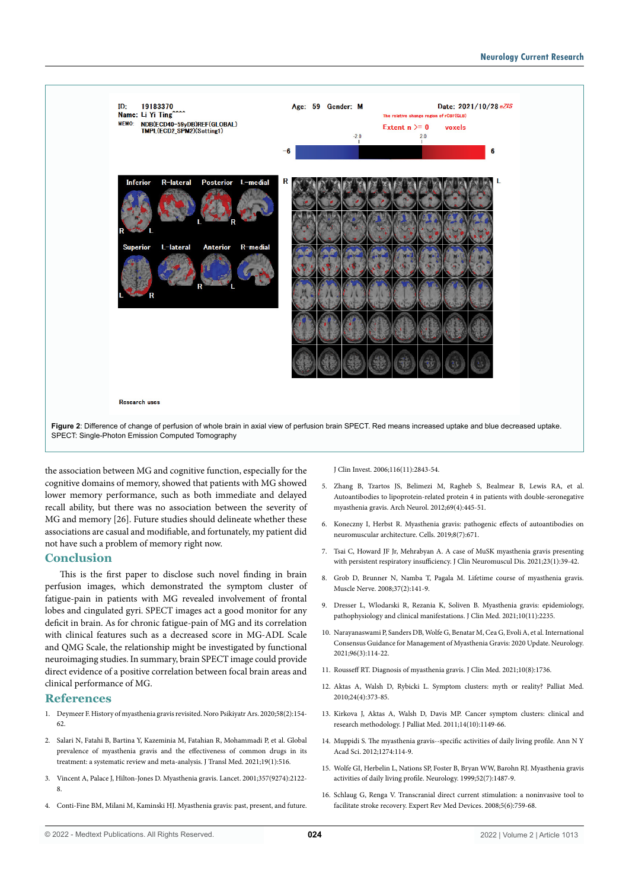**Figure 2**: Difference of change of perfusion of whole brain in axial view of perfusion brain SPECT. Red means increased uptake and blue decreased uptake. SPECT: Single-Photon Emission Computed Tomography

the association between MG and cognitive function, especially for the cognitive domains of memory, showed that patients with MG showed lower memory performance, such as both immediate and delayed recall ability, but there was no association between the severity of MG and memory [26]. Future studies should delineate whether these associations are casual and modifiable, and fortunately, my patient did not have such a problem of memory right now.

## Conclusion

This is the first paper to disclose such novel finding in brain perfusion images, which demonstrated the symptom cluster of fatigue-pain in patients with MG revealed involvement of frontal lobes and cingulated gyri. SPECT images act a good monitor for any deficit in brain. As for chronic fatigue-pain of MG and its correlation with clinical features such as a decreased score in MG-ADL Scale and QMG Scale, the relationship might be investigated by functional neuroimaging studies. In summary, brain SPECT image could provide direct evidence of a positive correlation between focal brain areas and clinical performance of MG.

## References

1. Deymeer F. History of myasthenia gravis revisited. Noro Psikiyatr Ars. 2020;58(2):154-62.
2. Salari N, Fatahi B, Bartina Y, Kazeminia M, Fatahian R, Mohammadi P, et al. Global prevalence of myasthenia gravis and the effectiveness of common drugs in its treatment: a systematic review and meta-analysis. J Transl Med. 2021;19(1):516.
3. Vincent A, Palace J, Hilton-Jones D. Myasthenia gravis. Lancet. 2001;357(9274):2122-8.
4. Conti-Fine BM, Milani M, Kaminski HJ. Myasthenia gravis: past, present, and future. J Clin Invest. 2006;116(11):2843-54.
5. Zhang B, Tzartos JS, Belimezi M, Ragheb S, Bealmear B, Lewis RA, et al. Autoantibodies to lipoprotein-related protein 4 in patients with double-seronegative myasthenia gravis. Arch Neurol. 2012;69(4):445-51.
6. Koneczny I, Herbst R. Myasthenia gravis: pathogenic effects of autoantibodies on neuromuscular architecture. Cells. 2019;8(7):671.
7. Tsai C, Howard JF Jr, Mehrabyan A. A case of MuSK myasthenia gravis presenting with persistent respiratory insufficiency. J Clin Neuromuscul Dis. 2021;23(1):39-42.
8. Grob D, Brunner N, Namba T, Pagala M. Lifetime course of myasthenia gravis. Muscle Nerve. 2008;37(2):141-9.
9. Dresser L, Wlodarski R, Rezania K, Soliven B. Myasthenia gravis: epidemiology, pathophysiology and clinical manifestations. J Clin Med. 2021;10(11):2235.
10. Narayanaswami P, Sanders DB, Wolfe G, Benatar M, Cea G, Evoli A, et al. International Consensus Guidance for Management of Myasthenia Gravis: 2020 Update. Neurology. 2021;96(3):114-22.
11. Rousseff RT. Diagnosis of myasthenia gravis. J Clin Med. 2021;10(8):1736.
12. Aktas A, Walsh D, Rybicki L. Symptom clusters: myth or reality? Palliat Med. 2010;24(4):373-85.
13. Kirkova J, Aktas A, Walsh D, Davis MP. Cancer symptom clusters: clinical and research methodology. J Palliat Med. 2011;14(10):1149-66.
14. Muppidi S. The myasthenia gravis--specific activities of daily living profile. Ann N Y Acad Sci. 2012;1274:114-9.
15. Wolfe GI, Herbelin L, Nations SP, Foster B, Bryan WW, Barohn RJ. Myasthenia gravis activities of daily living profile. Neurology. 1999;52(7):1487-9.
16. Schlaug G, Renga V. Transcranial direct current stimulation: a noninvasive tool to facilitate stroke recovery. Expert Rev Med Devices. 2008;5(6):759-68.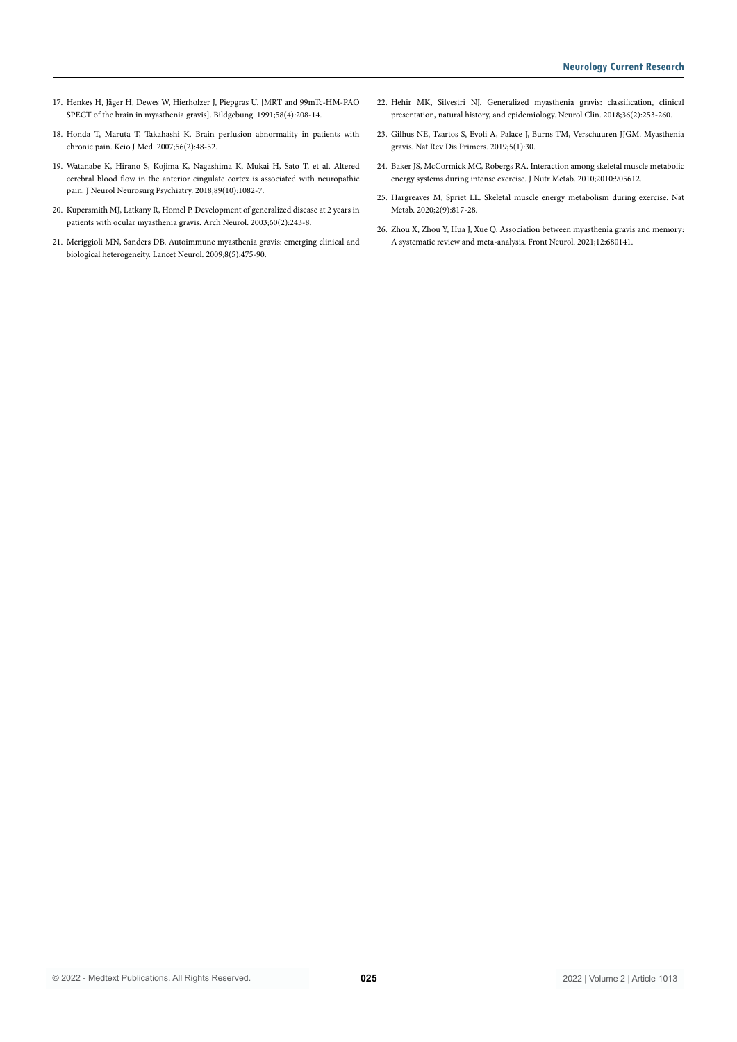17. Henkes H, Jäger H, Dewes W, Hierholzer J, Piepgras U. [MRT and 99mTc-HM-PAO SPECT of the brain in myasthenia gravis]. Bildgebung. 1991;58(4):208-14.

18. Honda T, Maruta T, Takahashi K. Brain perfusion abnormality in patients with chronic pain. Keio J Med. 2007;56(2):48-52.

19. Watanabe K, Hirano S, Kojima K, Nagashima K, Mukai H, Sato T, et al. Altered cerebral blood flow in the anterior cingulate cortex is associated with neuropathic pain. J Neurol Neurosurg Psychiatry. 2018;89(10):1082-7.

20. Kupersmith MJ, Latkany R, Homel P. Development of generalized disease at 2 years in patients with ocular myasthenia gravis. Arch Neurol. 2003;60(2):243-8.

21. Meriggioli MN, Sanders DB. Autoimmune myasthenia gravis: emerging clinical and biological heterogeneity. Lancet Neurol. 2009;8(5):475-90.

22. Hehir MK, Silvestri NJ. Generalized myasthenia gravis: classification, clinical presentation, natural history, and epidemiology. Neurol Clin. 2018;36(2):253-260.

23. Gilhus NE, Tzartos S, Evoli A, Palace J, Burns TM, Verschuuren JJGM. Myasthenia gravis. Nat Rev Dis Primers. 2019;5(1):30.

24. Baker JS, McCormick MC, Robergs RA. Interaction among skeletal muscle metabolic energy systems during intense exercise. J Nutr Metab. 2010;2010:905612.

25. Hargreaves M, Spriet LL. Skeletal muscle energy metabolism during exercise. Nat Metab. 2020;2(9):817-28.

26. Zhou X, Zhou Y, Hua J, Xue Q. Association between myasthenia gravis and memory: A systematic review and meta-analysis. Front Neurol. 2021;12:680141.